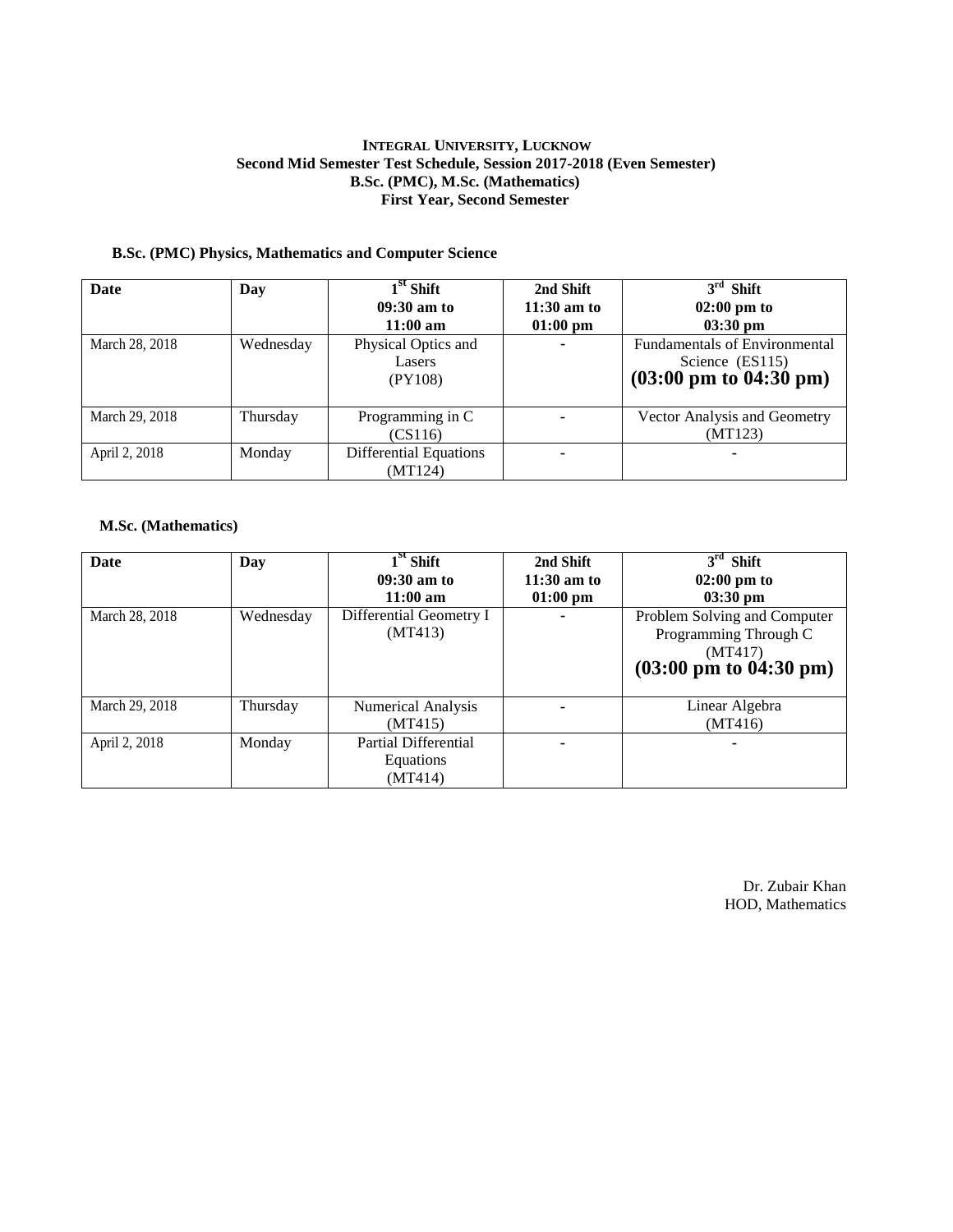**INTEGRAL UNIVERSITY, LUCKNOW**
**Second Mid Semester Test Schedule, Session 2017-2018 (Even Semester)**
**B.Sc. (PMC), M.Sc. (Mathematics)**
**First Year, Second Semester**

**B.Sc. (PMC) Physics, Mathematics and Computer Science**

| Date | Day | 1st Shift 09:30 am to 11:00 am | 2nd Shift 11:30 am to 01:00 pm | 3rd Shift 02:00 pm to 03:30 pm |
|---|---|---|---|---|
| March 28, 2018 | Wednesday | Physical Optics and Lasers (PY108) | - | Fundamentals of Environmental Science (ES115) **(03:00 pm to 04:30 pm)** |
| March 29, 2018 | Thursday | Programming in C (CS116) | - | Vector Analysis and Geometry (MT123) |
| April 2, 2018 | Monday | Differential Equations (MT124) | - | - |

**M.Sc. (Mathematics)**

| Date | Day | 1st Shift 09:30 am to 11:00 am | 2nd Shift 11:30 am to 01:00 pm | 3rd Shift 02:00 pm to 03:30 pm |
|---|---|---|---|---|
| March 28, 2018 | Wednesday | Differential Geometry I (MT413) | - | Problem Solving and Computer Programming Through C (MT417) **(03:00 pm to 04:30 pm)** |
| March 29, 2018 | Thursday | Numerical Analysis (MT415) | - | Linear Algebra (MT416) |
| April 2, 2018 | Monday | Partial Differential Equations (MT414) | - | - |

Dr. Zubair Khan
HOD, Mathematics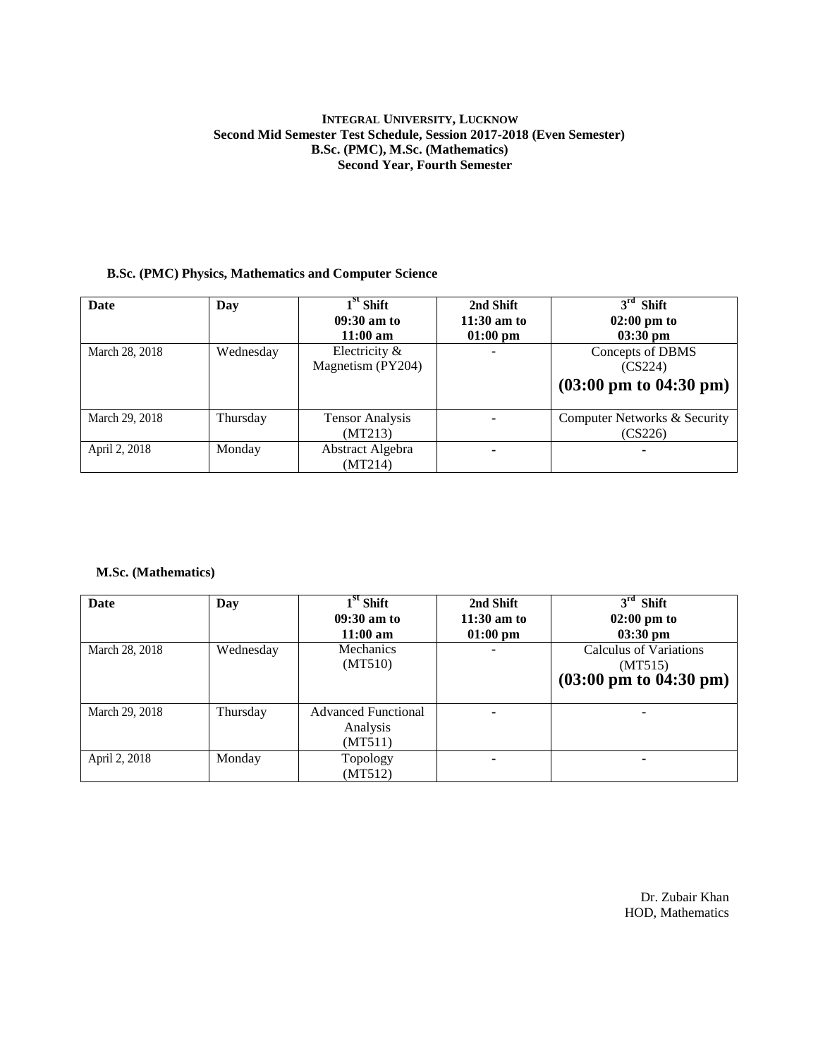**INTEGRAL UNIVERSITY, LUCKNOW**
**Second Mid Semester Test Schedule, Session 2017-2018 (Even Semester)**
**B.Sc. (PMC), M.Sc. (Mathematics)**
**Second Year, Fourth Semester**

**B.Sc. (PMC) Physics, Mathematics and Computer Science**

| Date | Day | 1st Shift 09:30 am to 11:00 am | 2nd Shift 11:30 am to 01:00 pm | 3rd Shift 02:00 pm to 03:30 pm |
|---|---|---|---|---|
| March 28, 2018 | Wednesday | Electricity & Magnetism (PY204) | - | Concepts of DBMS (CS224) **(03:00 pm to 04:30 pm)** |
| March 29, 2018 | Thursday | Tensor Analysis (MT213) | - | Computer Networks & Security (CS226) |
| April 2, 2018 | Monday | Abstract Algebra (MT214) | - | - |

**M.Sc. (Mathematics)**

| Date | Day | 1st Shift 09:30 am to 11:00 am | 2nd Shift 11:30 am to 01:00 pm | 3rd Shift 02:00 pm to 03:30 pm |
|---|---|---|---|---|
| March 28, 2018 | Wednesday | Mechanics (MT510) | - | Calculus of Variations (MT515) **(03:00 pm to 04:30 pm)** |
| March 29, 2018 | Thursday | Advanced Functional Analysis (MT511) | - | - |
| April 2, 2018 | Monday | Topology (MT512) | - | - |

Dr. Zubair Khan
HOD, Mathematics